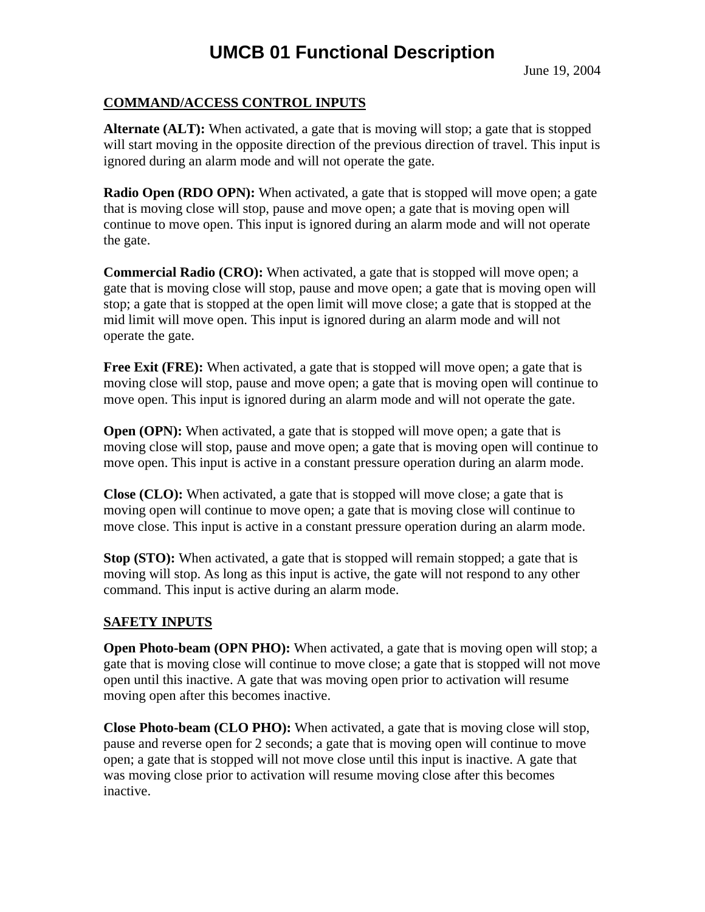# UMCB 01 Functional Description

June 19, 2004

## COMMAND/ACCESS CONTROL INPUTS

**Alternate (ALT):** When activated, a gate that is moving will stop; a gate that is stopped will start moving in the opposite direction of the previous direction of travel. This input is ignored during an alarm mode and will not operate the gate.

**Radio Open (RDO OPN):** When activated, a gate that is stopped will move open; a gate that is moving close will stop, pause and move open; a gate that is moving open will continue to move open. This input is ignored during an alarm mode and will not operate the gate.

**Commercial Radio (CRO):** When activated, a gate that is stopped will move open; a gate that is moving close will stop, pause and move open; a gate that is moving open will stop; a gate that is stopped at the open limit will move close; a gate that is stopped at the mid limit will move open. This input is ignored during an alarm mode and will not operate the gate.

**Free Exit (FRE):** When activated, a gate that is stopped will move open; a gate that is moving close will stop, pause and move open; a gate that is moving open will continue to move open. This input is ignored during an alarm mode and will not operate the gate.

**Open (OPN):** When activated, a gate that is stopped will move open; a gate that is moving close will stop, pause and move open; a gate that is moving open will continue to move open. This input is active in a constant pressure operation during an alarm mode.

**Close (CLO):** When activated, a gate that is stopped will move close; a gate that is moving open will continue to move open; a gate that is moving close will continue to move close. This input is active in a constant pressure operation during an alarm mode.

**Stop (STO):** When activated, a gate that is stopped will remain stopped; a gate that is moving will stop. As long as this input is active, the gate will not respond to any other command. This input is active during an alarm mode.

## SAFETY INPUTS

**Open Photo-beam (OPN PHO):** When activated, a gate that is moving open will stop; a gate that is moving close will continue to move close; a gate that is stopped will not move open until this inactive. A gate that was moving open prior to activation will resume moving open after this becomes inactive.

**Close Photo-beam (CLO PHO):** When activated, a gate that is moving close will stop, pause and reverse open for 2 seconds; a gate that is moving open will continue to move open; a gate that is stopped will not move close until this input is inactive. A gate that was moving close prior to activation will resume moving close after this becomes inactive.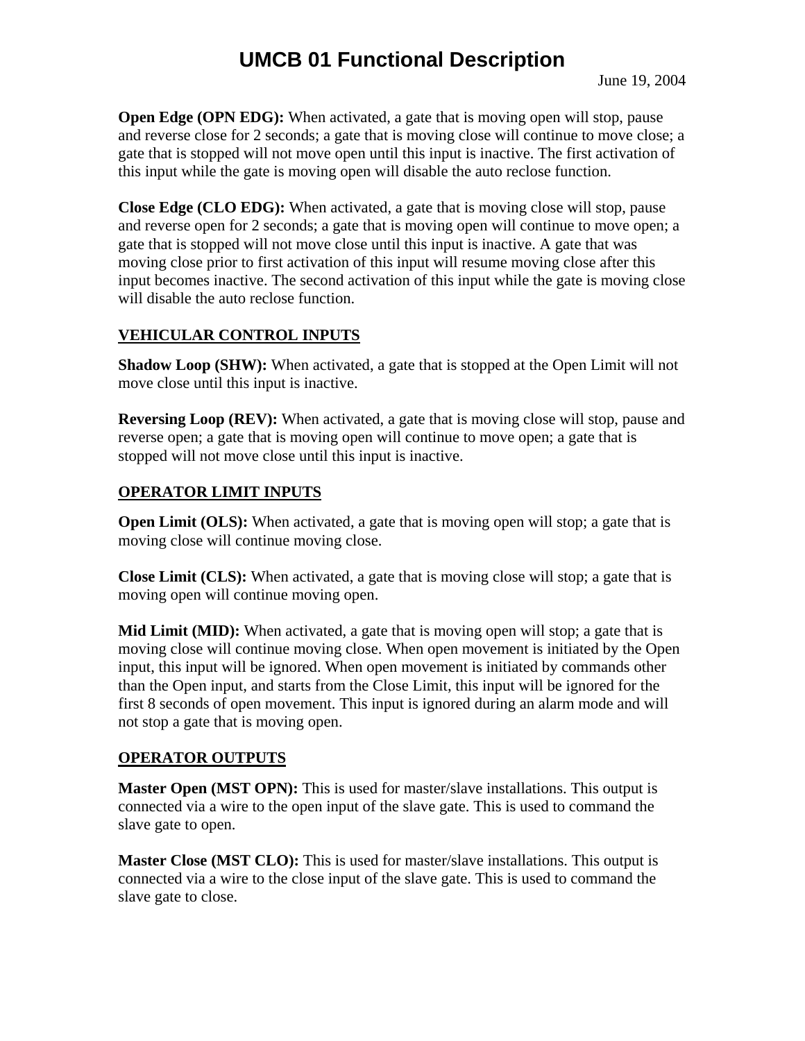**Open Edge (OPN EDG):** When activated, a gate that is moving open will stop, pause and reverse close for 2 seconds; a gate that is moving close will continue to move close; a gate that is stopped will not move open until this input is inactive. The first activation of this input while the gate is moving open will disable the auto reclose function.

**Close Edge (CLO EDG):** When activated, a gate that is moving close will stop, pause and reverse open for 2 seconds; a gate that is moving open will continue to move open; a gate that is stopped will not move close until this input is inactive. A gate that was moving close prior to first activation of this input will resume moving close after this input becomes inactive. The second activation of this input while the gate is moving close will disable the auto reclose function.

## VEHICULAR CONTROL INPUTS

**Shadow Loop (SHW):** When activated, a gate that is stopped at the Open Limit will not move close until this input is inactive.

**Reversing Loop (REV):** When activated, a gate that is moving close will stop, pause and reverse open; a gate that is moving open will continue to move open; a gate that is stopped will not move close until this input is inactive.

## OPERATOR LIMIT INPUTS

**Open Limit (OLS):** When activated, a gate that is moving open will stop; a gate that is moving close will continue moving close.

**Close Limit (CLS):** When activated, a gate that is moving close will stop; a gate that is moving open will continue moving open.

**Mid Limit (MID):** When activated, a gate that is moving open will stop; a gate that is moving close will continue moving close. When open movement is initiated by the Open input, this input will be ignored. When open movement is initiated by commands other than the Open input, and starts from the Close Limit, this input will be ignored for the first 8 seconds of open movement. This input is ignored during an alarm mode and will not stop a gate that is moving open.

## OPERATOR OUTPUTS

**Master Open (MST OPN):** This is used for master/slave installations. This output is connected via a wire to the open input of the slave gate. This is used to command the slave gate to open.

**Master Close (MST CLO):** This is used for master/slave installations. This output is connected via a wire to the close input of the slave gate. This is used to command the slave gate to close.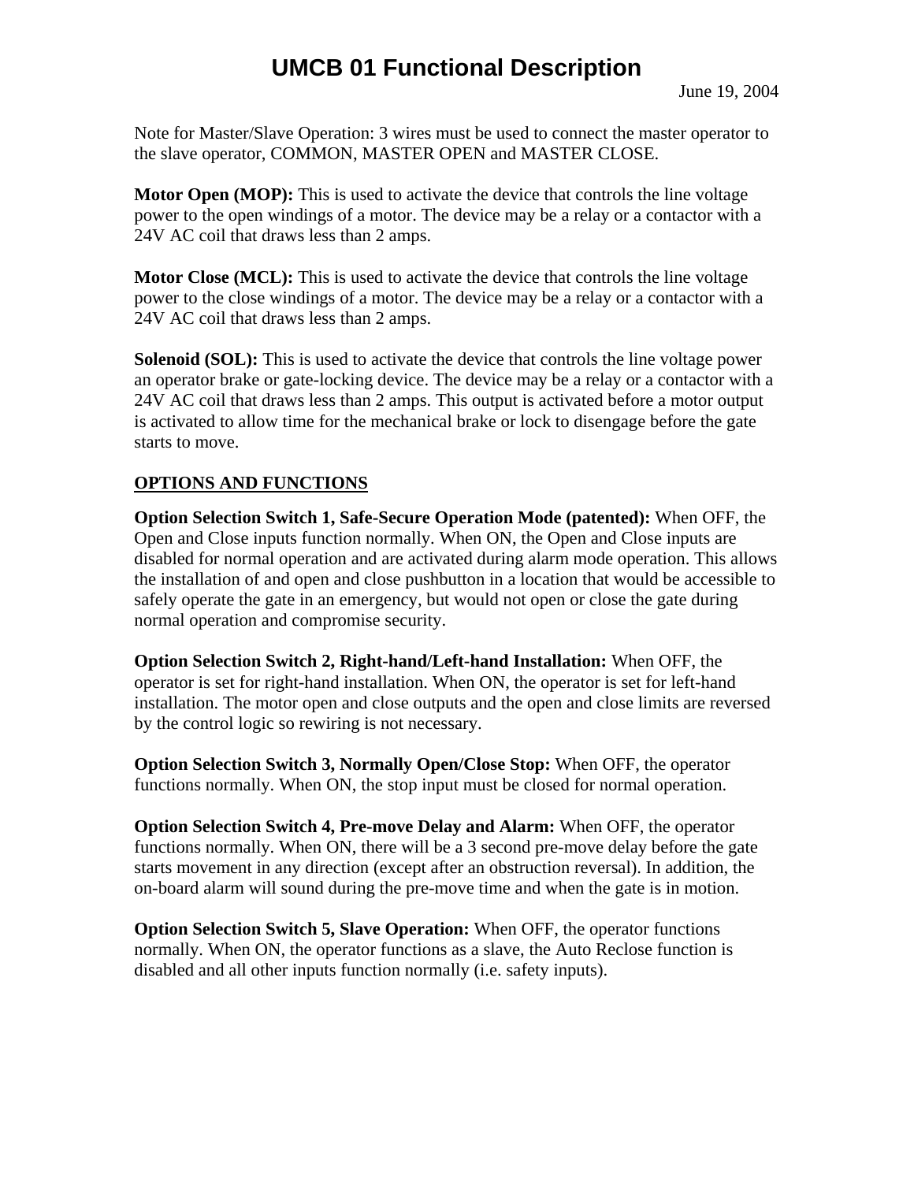# UMCB 01 Functional Description

June 19, 2004

Note for Master/Slave Operation: 3 wires must be used to connect the master operator to the slave operator, COMMON, MASTER OPEN and MASTER CLOSE.

**Motor Open (MOP):** This is used to activate the device that controls the line voltage power to the open windings of a motor. The device may be a relay or a contactor with a 24V AC coil that draws less than 2 amps.

**Motor Close (MCL):** This is used to activate the device that controls the line voltage power to the close windings of a motor. The device may be a relay or a contactor with a 24V AC coil that draws less than 2 amps.

**Solenoid (SOL):** This is used to activate the device that controls the line voltage power an operator brake or gate-locking device. The device may be a relay or a contactor with a 24V AC coil that draws less than 2 amps. This output is activated before a motor output is activated to allow time for the mechanical brake or lock to disengage before the gate starts to move.

## <u>OPTIONS AND FUNCTIONS</u>

**Option Selection Switch 1, Safe-Secure Operation Mode (patented):** When OFF, the Open and Close inputs function normally. When ON, the Open and Close inputs are disabled for normal operation and are activated during alarm mode operation. This allows the installation of and open and close pushbutton in a location that would be accessible to safely operate the gate in an emergency, but would not open or close the gate during normal operation and compromise security.

**Option Selection Switch 2, Right-hand/Left-hand Installation:** When OFF, the operator is set for right-hand installation. When ON, the operator is set for left-hand installation. The motor open and close outputs and the open and close limits are reversed by the control logic so rewiring is not necessary.

**Option Selection Switch 3, Normally Open/Close Stop:** When OFF, the operator functions normally. When ON, the stop input must be closed for normal operation.

**Option Selection Switch 4, Pre-move Delay and Alarm:** When OFF, the operator functions normally. When ON, there will be a 3 second pre-move delay before the gate starts movement in any direction (except after an obstruction reversal). In addition, the on-board alarm will sound during the pre-move time and when the gate is in motion.

**Option Selection Switch 5, Slave Operation:** When OFF, the operator functions normally. When ON, the operator functions as a slave, the Auto Reclose function is disabled and all other inputs function normally (i.e. safety inputs).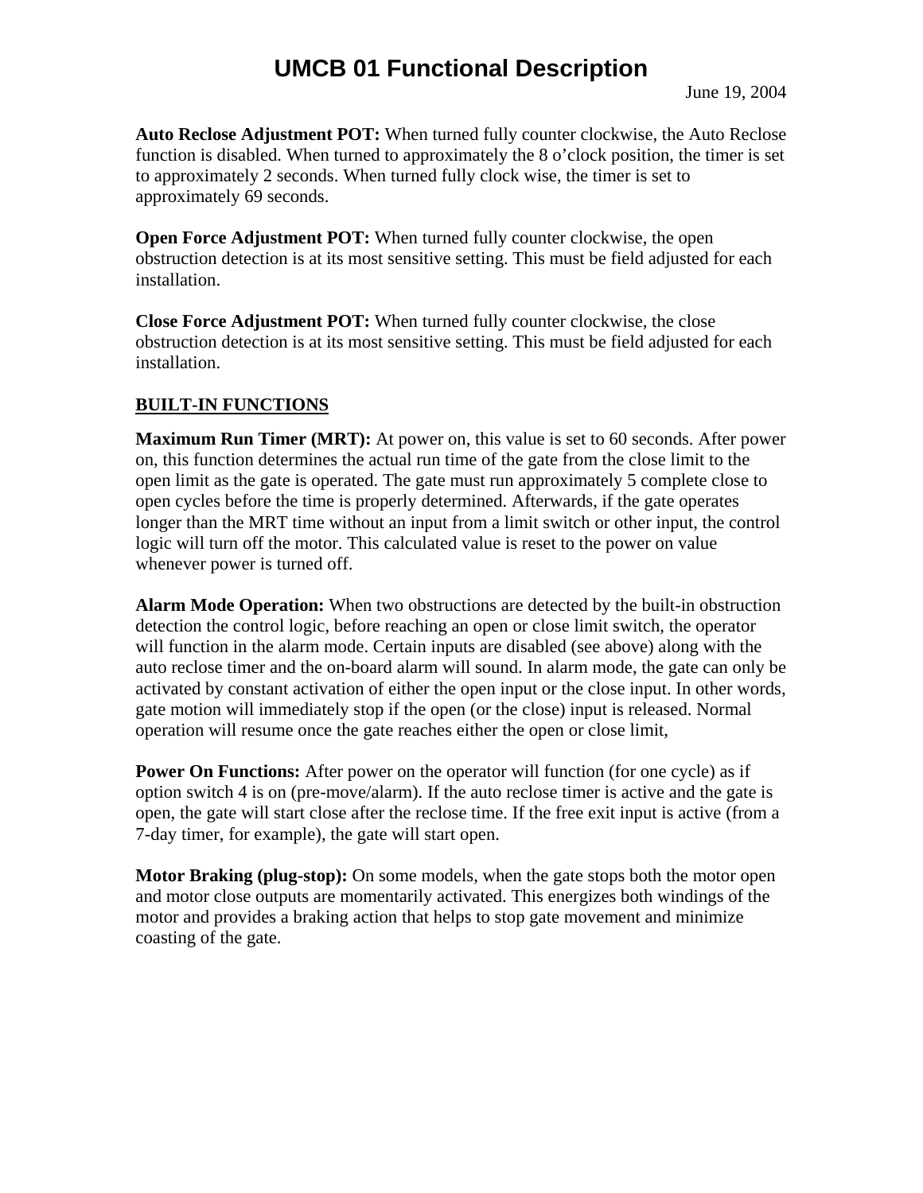**Auto Reclose Adjustment POT:** When turned fully counter clockwise, the Auto Reclose function is disabled. When turned to approximately the 8 o'clock position, the timer is set to approximately 2 seconds. When turned fully clock wise, the timer is set to approximately 69 seconds.

**Open Force Adjustment POT:** When turned fully counter clockwise, the open obstruction detection is at its most sensitive setting. This must be field adjusted for each installation.

**Close Force Adjustment POT:** When turned fully counter clockwise, the close obstruction detection is at its most sensitive setting. This must be field adjusted for each installation.

## BUILT-IN FUNCTIONS

**Maximum Run Timer (MRT):** At power on, this value is set to 60 seconds. After power on, this function determines the actual run time of the gate from the close limit to the open limit as the gate is operated. The gate must run approximately 5 complete close to open cycles before the time is properly determined. Afterwards, if the gate operates longer than the MRT time without an input from a limit switch or other input, the control logic will turn off the motor. This calculated value is reset to the power on value whenever power is turned off.

**Alarm Mode Operation:** When two obstructions are detected by the built-in obstruction detection the control logic, before reaching an open or close limit switch, the operator will function in the alarm mode. Certain inputs are disabled (see above) along with the auto reclose timer and the on-board alarm will sound. In alarm mode, the gate can only be activated by constant activation of either the open input or the close input. In other words, gate motion will immediately stop if the open (or the close) input is released. Normal operation will resume once the gate reaches either the open or close limit,

**Power On Functions:** After power on the operator will function (for one cycle) as if option switch 4 is on (pre-move/alarm). If the auto reclose timer is active and the gate is open, the gate will start close after the reclose time. If the free exit input is active (from a 7-day timer, for example), the gate will start open.

**Motor Braking (plug-stop):** On some models, when the gate stops both the motor open and motor close outputs are momentarily activated. This energizes both windings of the motor and provides a braking action that helps to stop gate movement and minimize coasting of the gate.